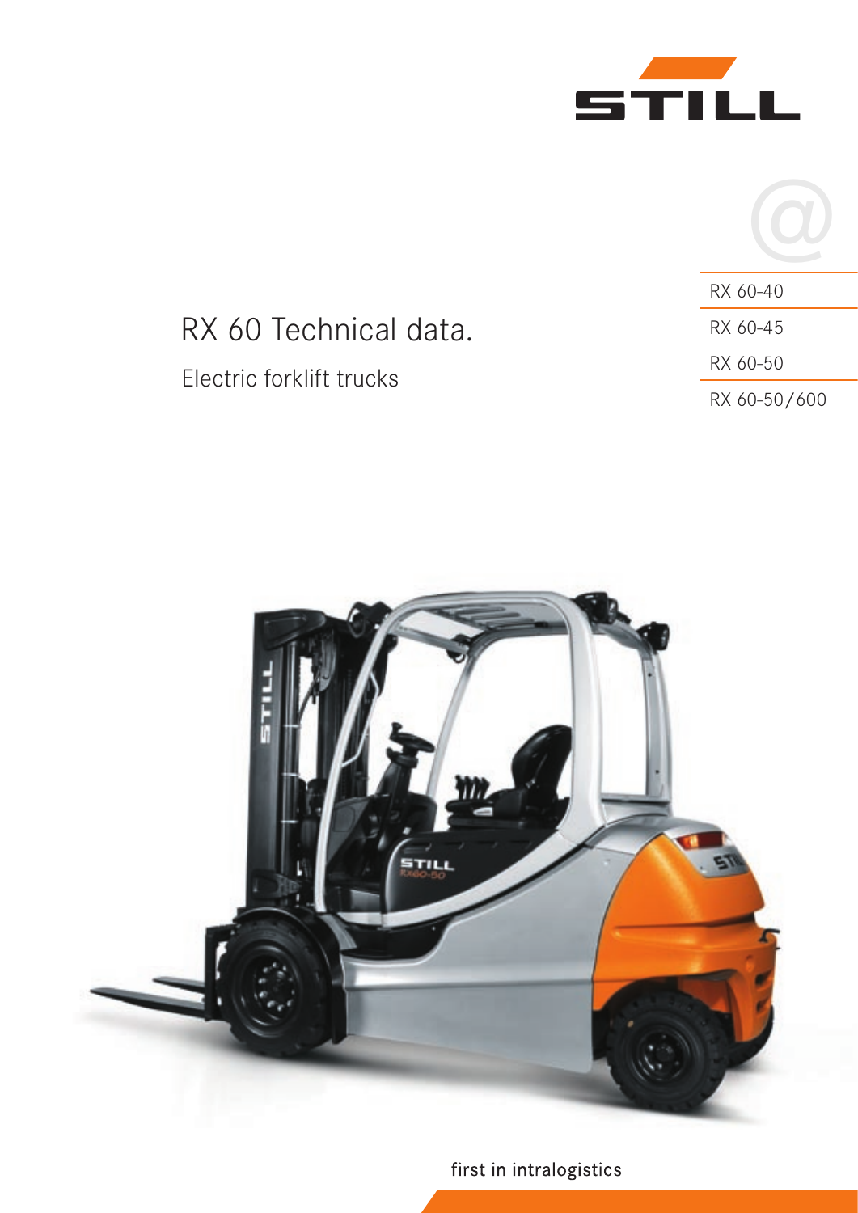STILL

# RX 60 Technical data.

## Electric forklift trucks

- RX 60-40
- RX 60-45
- RX 60-50
- RX 60-50/600

first in intralogistics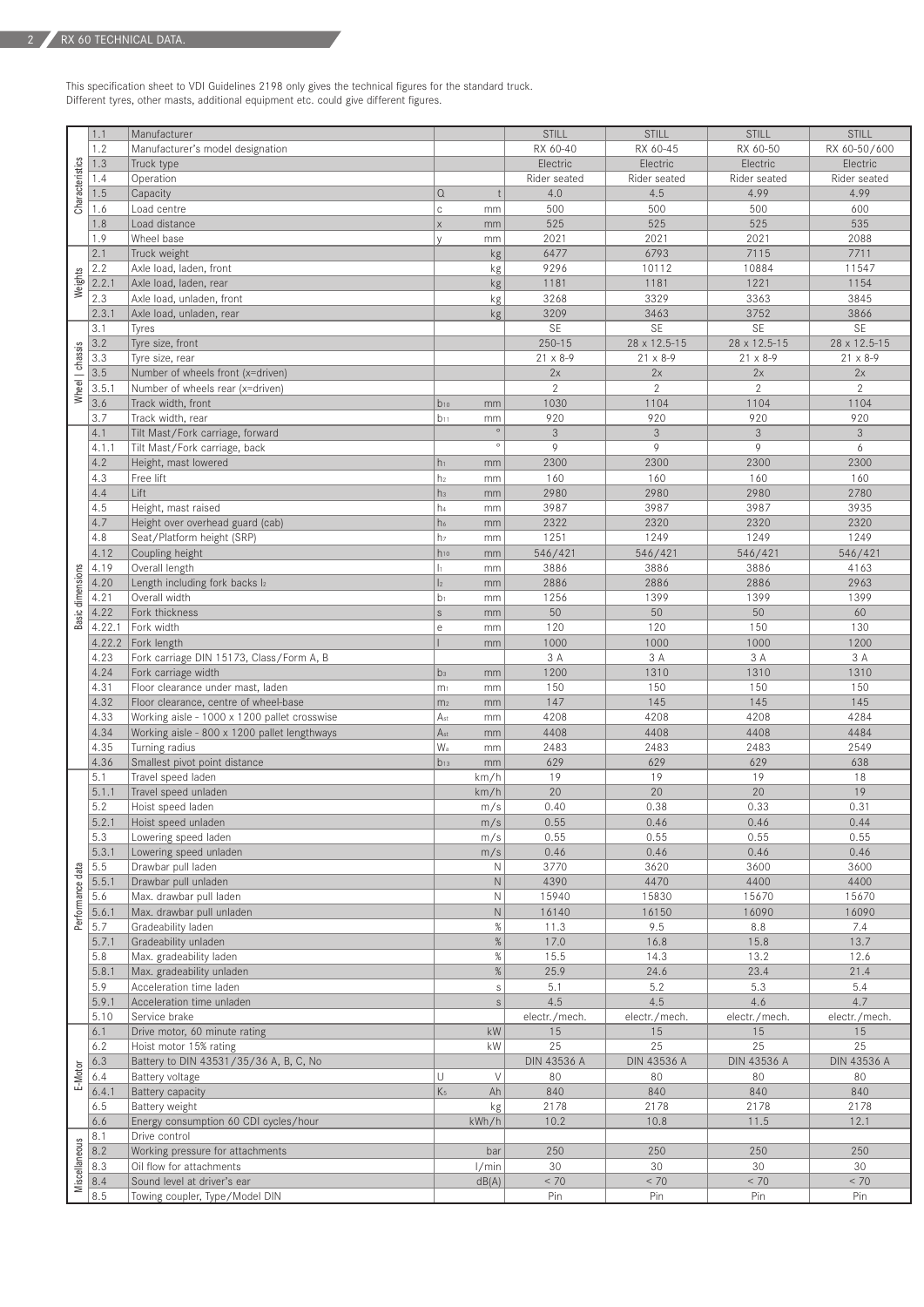## RX 60 TECHNICAL DATA.

This specification sheet to VDI Guidelines 2198 only gives the technical figures for the standard truck.
Different tyres, other masts, additional equipment etc. could give different figures.

| | | | | | STILL | STILL | STILL | STILL |
|---|---|---|---|---|---|---|---|---|
| Characteristics | 1.1 | Manufacturer | | | STILL | STILL | STILL | STILL |
| | 1.2 | Manufacturer's model designation | | | RX 60-40 | RX 60-45 | RX 60-50 | RX 60-50/600 |
| | 1.3 | Truck type | | | Electric | Electric | Electric | Electric |
| | 1.4 | Operation | | | Rider seated | Rider seated | Rider seated | Rider seated |
| | 1.5 | Capacity | Q | t | 4.0 | 4.5 | 4.99 | 4.99 |
| | 1.6 | Load centre | c | mm | 500 | 500 | 500 | 600 |
| | 1.8 | Load distance | x | mm | 525 | 525 | 525 | 535 |
| | 1.9 | Wheel base | y | mm | 2021 | 2021 | 2021 | 2088 |
| Weights | 2.1 | Truck weight | | kg | 6477 | 6793 | 7115 | 7711 |
| | 2.2 | Axle load, laden, front | | kg | 9296 | 10112 | 10884 | 11547 |
| | 2.2.1 | Axle load, laden, rear | | kg | 1181 | 1181 | 1221 | 1154 |
| | 2.3 | Axle load, unladen, front | | kg | 3268 | 3329 | 3363 | 3845 |
| | 2.3.1 | Axle load, unladen, rear | | kg | 3209 | 3463 | 3752 | 3866 |
| Wheel \| chassis | 3.1 | Tyres | | | SE | SE | SE | SE |
| | 3.2 | Tyre size, front | | | 250-15 | 28 x 12.5-15 | 28 x 12.5-15 | 28 x 12.5-15 |
| | 3.3 | Tyre size, rear | | | 21 x 8-9 | 21 x 8-9 | 21 x 8-9 | 21 x 8-9 |
| | 3.5 | Number of wheels front (x=driven) | | | 2x | 2x | 2x | 2x |
| | 3.5.1 | Number of wheels rear (x=driven) | | | 2 | 2 | 2 | 2 |
| | 3.6 | Track width, front | $b_{10}$ | mm | 1030 | 1104 | 1104 | 1104 |
| | 3.7 | Track width, rear | $b_{11}$ | mm | 920 | 920 | 920 | 920 |
| Basic dimensions | 4.1 | Tilt Mast/Fork carriage, forward | | ° | 3 | 3 | 3 | 3 |
| | 4.1.1 | Tilt Mast/Fork carriage, back | | ° | 9 | 9 | 9 | 6 |
| | 4.2 | Height, mast lowered | $h_1$ | mm | 2300 | 2300 | 2300 | 2300 |
| | 4.3 | Free lift | $h_2$ | mm | 160 | 160 | 160 | 160 |
| | 4.4 | Lift | $h_3$ | mm | 2980 | 2980 | 2980 | 2780 |
| | 4.5 | Height, mast raised | $h_4$ | mm | 3987 | 3987 | 3987 | 3935 |
| | 4.7 | Height over overhead guard (cab) | $h_6$ | mm | 2322 | 2320 | 2320 | 2320 |
| | 4.8 | Seat/Platform height (SRP) | $h_7$ | mm | 1251 | 1249 | 1249 | 1249 |
| | 4.12 | Coupling height | $h_{10}$ | mm | 546/421 | 546/421 | 546/421 | 546/421 |
| | 4.19 | Overall length | $l_1$ | mm | 3886 | 3886 | 3886 | 4163 |
| | 4.20 | Length including fork backs $l_2$ | $l_2$ | mm | 2886 | 2886 | 2886 | 2963 |
| | 4.21 | Overall width | $b_1$ | mm | 1256 | 1399 | 1399 | 1399 |
| | 4.22 | Fork thickness | s | mm | 50 | 50 | 50 | 60 |
| | 4.22.1 | Fork width | e | mm | 120 | 120 | 150 | 130 |
| | 4.22.2 | Fork length | l | mm | 1000 | 1000 | 1000 | 1200 |
| | 4.23 | Fork carriage DIN 15173, Class/Form A, B | | | 3 A | 3 A | 3 A | 3 A |
| | 4.24 | Fork carriage width | $b_3$ | mm | 1200 | 1310 | 1310 | 1310 |
| | 4.31 | Floor clearance under mast, laden | $m_1$ | mm | 150 | 150 | 150 | 150 |
| | 4.32 | Floor clearance, centre of wheel-base | $m_2$ | mm | 147 | 145 | 145 | 145 |
| | 4.33 | Working aisle - 1000 x 1200 pallet crosswise | $A_{st}$ | mm | 4208 | 4208 | 4208 | 4284 |
| | 4.34 | Working aisle - 800 x 1200 pallet lengthways | $A_{st}$ | mm | 4408 | 4408 | 4408 | 4484 |
| | 4.35 | Turning radius | $W_a$ | mm | 2483 | 2483 | 2483 | 2549 |
| | 4.36 | Smallest pivot point distance | $b_{13}$ | mm | 629 | 629 | 629 | 638 |
| Performance data | 5.1 | Travel speed laden | | km/h | 19 | 19 | 19 | 18 |
| | 5.1.1 | Travel speed unladen | | km/h | 20 | 20 | 20 | 19 |
| | 5.2 | Hoist speed laden | | m/s | 0.40 | 0.38 | 0.33 | 0.31 |
| | 5.2.1 | Hoist speed unladen | | m/s | 0.55 | 0.46 | 0.46 | 0.44 |
| | 5.3 | Lowering speed laden | | m/s | 0.55 | 0.55 | 0.55 | 0.55 |
| | 5.3.1 | Lowering speed unladen | | m/s | 0.46 | 0.46 | 0.46 | 0.46 |
| | 5.5 | Drawbar pull laden | | N | 3770 | 3620 | 3600 | 3600 |
| | 5.5.1 | Drawbar pull unladen | | N | 4390 | 4470 | 4400 | 4400 |
| | 5.6 | Max. drawbar pull laden | | N | 15940 | 15830 | 15670 | 15670 |
| | 5.6.1 | Max. drawbar pull unladen | | N | 16140 | 16150 | 16090 | 16090 |
| | 5.7 | Gradeability laden | | % | 11.3 | 9.5 | 8.8 | 7.4 |
| | 5.7.1 | Gradeability unladen | | % | 17.0 | 16.8 | 15.8 | 13.7 |
| | 5.8 | Max. gradeability laden | | % | 15.5 | 14.3 | 13.2 | 12.6 |
| | 5.8.1 | Max. gradeability unladen | | % | 25.9 | 24.6 | 23.4 | 21.4 |
| | 5.9 | Acceleration time laden | | s | 5.1 | 5.2 | 5.3 | 5.4 |
| | 5.9.1 | Acceleration time unladen | | s | 4.5 | 4.5 | 4.6 | 4.7 |
| | 5.10 | Service brake | | | electr./mech. | electr./mech. | electr./mech. | electr./mech. |
| E-Motor | 6.1 | Drive motor, 60 minute rating | | kW | 15 | 15 | 15 | 15 |
| | 6.2 | Hoist motor 15% rating | | kW | 25 | 25 | 25 | 25 |
| | 6.3 | Battery to DIN 43531/35/36 A, B, C, No | | | DIN 43536 A | DIN 43536 A | DIN 43536 A | DIN 43536 A |
| | 6.4 | Battery voltage | U | V | 80 | 80 | 80 | 80 |
| | 6.4.1 | Battery capacity | $K_5$ | Ah | 840 | 840 | 840 | 840 |
| | 6.5 | Battery weight | | kg | 2178 | 2178 | 2178 | 2178 |
| | 6.6 | Energy consumption 60 CDI cycles/hour | | kWh/h | 10.2 | 10.8 | 11.5 | 12.1 |
| Miscellaneous | 8.1 | Drive control | | | | | | |
| | 8.2 | Working pressure for attachments | | bar | 250 | 250 | 250 | 250 |
| | 8.3 | Oil flow for attachments | | l/min | 30 | 30 | 30 | 30 |
| | 8.4 | Sound level at driver's ear | | dB(A) | < 70 | < 70 | < 70 | < 70 |
| | 8.5 | Towing coupler, Type/Model DIN | | | Pin | Pin | Pin | Pin |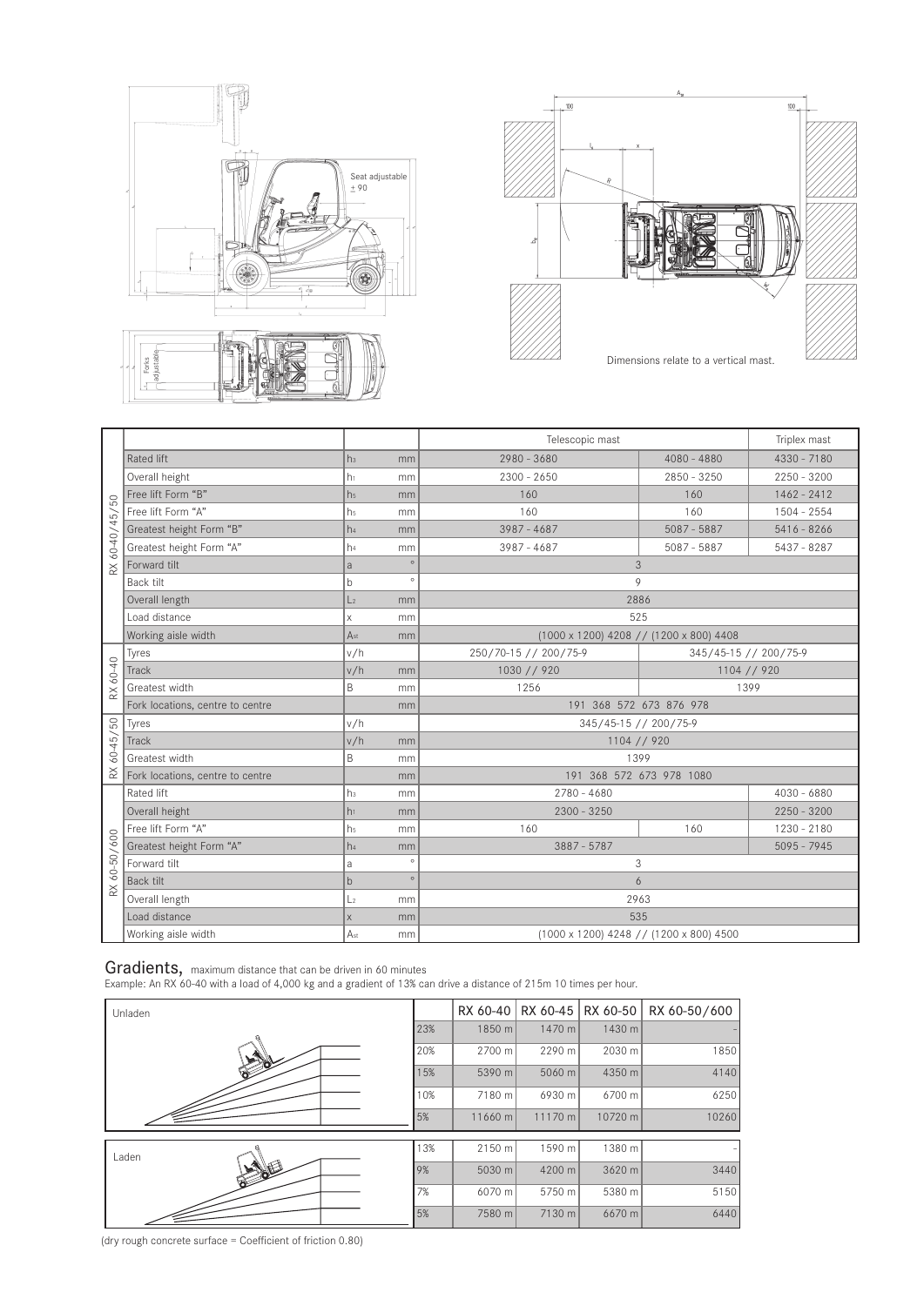Seat adjustable ± 90

Forks adjustable

Dimensions relate to a vertical mast.

| | | | | Telescopic mast | | Triplex mast |
|---|---|---|---|---|---|---|
| RX 60-40/45/50 | Rated lift | $h_3$ | mm | 2980 - 3680 | 4080 - 4880 | 4330 - 7180 |
| | Overall height | $h_1$ | mm | 2300 - 2650 | 2850 - 3250 | 2250 - 3200 |
| | Free lift Form "B" | $h_5$ | mm | 160 | 160 | 1462 - 2412 |
| | Free lift Form "A" | $h_5$ | mm | 160 | 160 | 1504 - 2554 |
| | Greatest height Form "B" | $h_4$ | mm | 3987 - 4687 | 5087 - 5887 | 5416 - 8266 |
| | Greatest height Form "A" | $h_4$ | mm | 3987 - 4687 | 5087 - 5887 | 5437 - 8287 |
| | Forward tilt | a | ° | 3 | | |
| | Back tilt | b | ° | 9 | | |
| | Overall length | $L_2$ | mm | 2886 | | |
| | Load distance | x | mm | 525 | | |
| | Working aisle width | $A_{st}$ | mm | (1000 x 1200) 4208 // (1200 x 800) 4408 | | |
| RX 60-40 | Tyres | v/h | | 250/70-15 // 200/75-9 | 345/45-15 // 200/75-9 | |
| | Track | v/h | mm | 1030 // 920 | 1104 // 920 | |
| | Greatest width | B | mm | 1256 | 1399 | |
| | Fork locations, centre to centre | | mm | 191 368 572 673 876 978 | | |
| RX 60-45/50 | Tyres | v/h | | 345/45-15 // 200/75-9 | | |
| | Track | v/h | mm | 1104 // 920 | | |
| | Greatest width | B | mm | 1399 | | |
| | Fork locations, centre to centre | | mm | 191 368 572 673 978 1080 | | |
| RX 60-50/600 | Rated lift | $h_3$ | mm | 2780 - 4680 | | 4030 - 6880 |
| | Overall height | $h_1$ | mm | 2300 - 3250 | | 2250 - 3200 |
| | Free lift Form "A" | $h_5$ | mm | 160 | 160 | 1230 - 2180 |
| | Greatest height Form "A" | $h_4$ | mm | 3887 - 5787 | | 5095 - 7945 |
| | Forward tilt | a | ° | 3 | | |
| | Back tilt | b | ° | 6 | | |
| | Overall length | $L_2$ | mm | 2963 | | |
| | Load distance | x | mm | 535 | | |
| | Working aisle width | $A_{st}$ | mm | (1000 x 1200) 4248 // (1200 x 800) 4500 | | |

## Gradients, maximum distance that can be driven in 60 minutes

Example: An RX 60-40 with a load of 4,000 kg and a gradient of 13% can drive a distance of 215m 10 times per hour.

| | | RX 60-40 | RX 60-45 | RX 60-50 | RX 60-50/600 |
|---|---|---|---|---|---|
| Unladen | 23% | 1850 m | 1470 m | 1430 m | - |
| | 20% | 2700 m | 2290 m | 2030 m | 1850 |
| | 15% | 5390 m | 5060 m | 4350 m | 4140 |
| | 10% | 7180 m | 6930 m | 6700 m | 6250 |
| | 5% | 11660 m | 11170 m | 10720 m | 10260 |
| Laden | 13% | 2150 m | 1590 m | 1380 m | - |
| | 9% | 5030 m | 4200 m | 3620 m | 3440 |
| | 7% | 6070 m | 5750 m | 5380 m | 5150 |
| | 5% | 7580 m | 7130 m | 6670 m | 6440 |

(dry rough concrete surface = Coefficient of friction 0.80)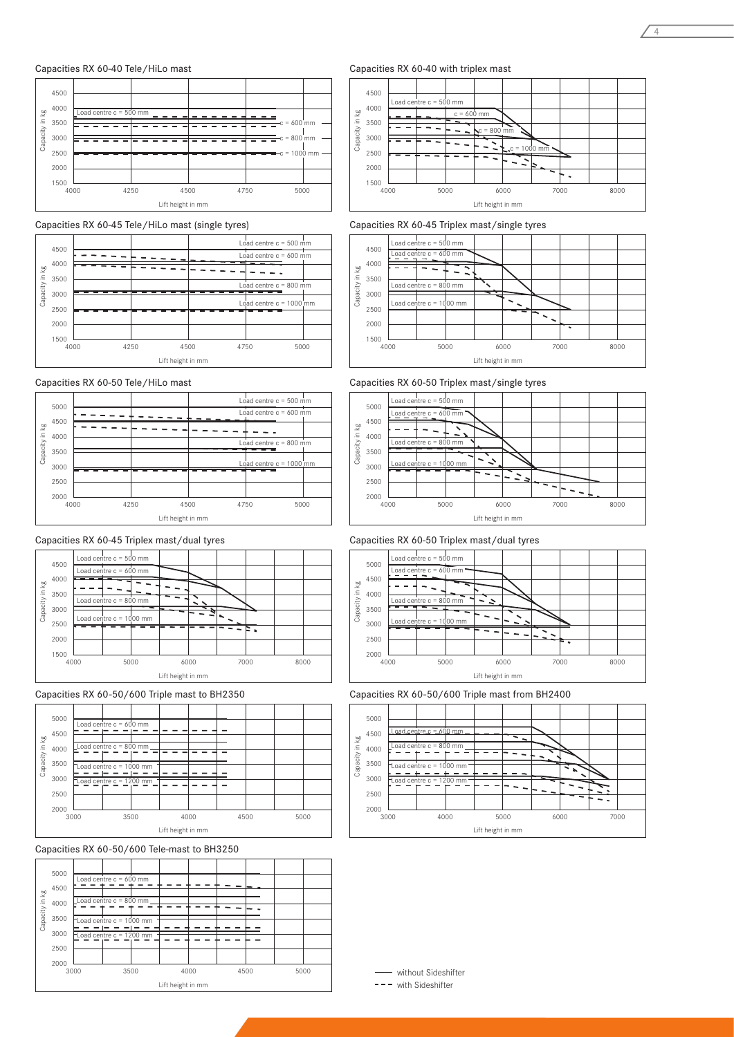## Capacities RX 60-40 Tele/HiLo mast

Capacity in kg: 1500, 2000, 2500, 3000, 3500, 4000, 4500

Lift height in mm: 4000, 4250, 4500, 4750, 5000

Load centre c = 500 mm
c = 600 mm
c = 800 mm
c = 1000 mm

## Capacities RX 60-40 with triplex mast

Capacity in kg: 1500, 2000, 2500, 3000, 3500, 4000, 4500

Lift height in mm: 4000, 5000, 6000, 7000, 8000

Load centre c = 500 mm
c = 600 mm
c = 800 mm
c = 1000 mm

## Capacities RX 60-45 Tele/HiLo mast (single tyres)

Capacity in kg: 1500, 2000, 2500, 3000, 3500, 4000, 4500

Lift height in mm: 4000, 4250, 4500, 4750, 5000

Load centre c = 500 mm
Load centre c = 600 mm
Load centre c = 800 mm
Load centre c = 1000 mm

## Capacities RX 60-45 Triplex mast/single tyres

Capacity in kg: 1500, 2000, 2500, 3000, 3500, 4000, 4500

Lift height in mm: 4000, 5000, 6000, 7000, 8000

Load centre c = 500 mm
Load centre c = 600 mm
Load centre c = 800 mm
Load centre c = 1000 mm

## Capacities RX 60-50 Tele/HiLo mast

Capacity in kg: 2000, 2500, 3000, 3500, 4000, 4500, 5000

Lift height in mm: 4000, 4250, 4500, 4750, 5000

Load centre c = 500 mm
Load centre c = 600 mm
Load centre c = 800 mm
Load centre c = 1000 mm

## Capacities RX 60-50 Triplex mast/single tyres

Capacity in kg: 2000, 2500, 3000, 3500, 4000, 4500, 5000

Lift height in mm: 4000, 5000, 6000, 7000, 8000

Load centre c = 500 mm
Load centre c = 600 mm
Load centre c = 800 mm
Load centre c = 1000 mm

## Capacities RX 60-45 Triplex mast/dual tyres

Capacity in kg: 1500, 2000, 2500, 3000, 3500, 4000, 4500

Lift height in mm: 4000, 5000, 6000, 7000, 8000

Load centre c = 500 mm
Load centre c = 600 mm
Load centre c = 800 mm
Load centre c = 1000 mm

## Capacities RX 60-50 Triplex mast/dual tyres

Capacity in kg: 2000, 2500, 3000, 3500, 4000, 4500, 5000

Lift height in mm: 4000, 5000, 6000, 7000, 8000

Load centre c = 500 mm
Load centre c = 600 mm
Load centre c = 800 mm
Load centre c = 1000 mm

## Capacities RX 60-50/600 Triple mast to BH2350

Capacity in kg: 2000, 2500, 3000, 3500, 4000, 4500, 5000

Lift height in mm: 3000, 3500, 4000, 4500, 5000

Load centre c = 600 mm
Load centre c = 800 mm
Load centre c = 1000 mm
Load centre c = 1200 mm

## Capacities RX 60-50/600 Triple mast from BH2400

Capacity in kg: 2000, 2500, 3000, 3500, 4000, 4500, 5000

Lift height in mm: 3000, 4000, 5000, 6000, 7000

Load centre c = 600 mm
Load centre c = 800 mm
Load centre c = 1000 mm
Load centre c = 1200 mm

## Capacities RX 60-50/600 Tele-mast to BH3250

Capacity in kg: 2000, 2500, 3000, 3500, 4000, 4500, 5000

Lift height in mm: 3000, 3500, 4000, 4500, 5000

Load centre c = 600 mm
Load centre c = 800 mm
Load centre c = 1000 mm
Load centre c = 1200 mm

——— without Sideshifter
- - - with Sideshifter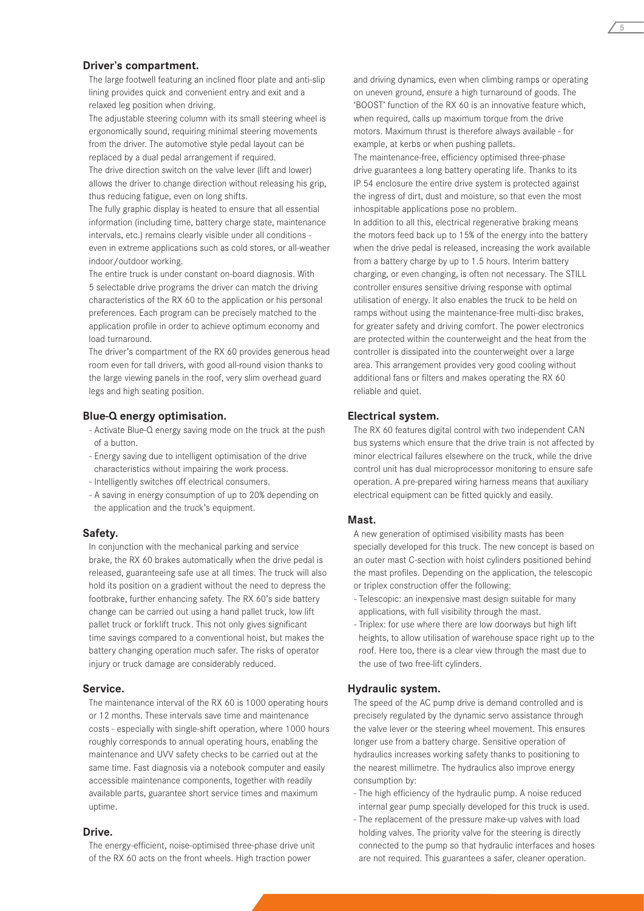## Driver's compartment.

The large footwell featuring an inclined floor plate and anti-slip lining provides quick and convenient entry and exit and a relaxed leg position when driving.

The adjustable steering column with its small steering wheel is ergonomically sound, requiring minimal steering movements from the driver. The automotive style pedal layout can be replaced by a dual pedal arrangement if required.

The drive direction switch on the valve lever (lift and lower) allows the driver to change direction without releasing his grip, thus reducing fatigue, even on long shifts.

The fully graphic display is heated to ensure that all essential information (including time, battery charge state, maintenance intervals, etc.) remains clearly visible under all conditions – even in extreme applications such as cold stores, or all-weather indoor/outdoor working.

The entire truck is under constant on-board diagnosis. With 5 selectable drive programs the driver can match the driving characteristics of the RX 60 to the application or his personal preferences. Each program can be precisely matched to the application profile in order to achieve optimum economy and load turnaround.

The driver's compartment of the RX 60 provides generous head room even for tall drivers, with good all-round vision thanks to the large viewing panels in the roof, very slim overhead guard legs and high seating position.

## Blue-Q energy optimisation.

- Activate Blue-Q energy saving mode on the truck at the push of a button.
- Energy saving due to intelligent optimisation of the drive characteristics without impairing the work process.
- Intelligently switches off electrical consumers.
- A saving in energy consumption of up to 20% depending on the application and the truck's equipment.

## Safety.

In conjunction with the mechanical parking and service brake, the RX 60 brakes automatically when the drive pedal is released, guaranteeing safe use at all times. The truck will also hold its position on a gradient without the need to depress the footbrake, further enhancing safety. The RX 60's side battery change can be carried out using a hand pallet truck, low lift pallet truck or forklift truck. This not only gives significant time savings compared to a conventional hoist, but makes the battery changing operation much safer. The risks of operator injury or truck damage are considerably reduced.

## Service.

The maintenance interval of the RX 60 is 1000 operating hours or 12 months. These intervals save time and maintenance costs – especially with single-shift operation, where 1000 hours roughly corresponds to annual operating hours, enabling the maintenance and UVV safety checks to be carried out at the same time. Fast diagnosis via a notebook computer and easily accessible maintenance components, together with readily available parts, guarantee short service times and maximum uptime.

## Drive.

The energy-efficient, noise-optimised three-phase drive unit of the RX 60 acts on the front wheels. High traction power and driving dynamics, even when climbing ramps or operating on uneven ground, ensure a high turnaround of goods. The 'BOOST' function of the RX 60 is an innovative feature which, when required, calls up maximum torque from the drive motors. Maximum thrust is therefore always available – for example, at kerbs or when pushing pallets.

The maintenance-free, efficiency optimised three-phase drive guarantees a long battery operating life. Thanks to its IP 54 enclosure the entire drive system is protected against the ingress of dirt, dust and moisture, so that even the most inhospitable applications pose no problem.

In addition to all this, electrical regenerative braking means the motors feed back up to 15% of the energy into the battery when the drive pedal is released, increasing the work available from a battery charge by up to 1.5 hours. Interim battery charging, or even changing, is often not necessary. The STILL controller ensures sensitive driving response with optimal utilisation of energy. It also enables the truck to be held on ramps without using the maintenance-free multi-disc brakes, for greater safety and driving comfort. The power electronics are protected within the counterweight and the heat from the controller is dissipated into the counterweight over a large area. This arrangement provides very good cooling without additional fans or filters and makes operating the RX 60 reliable and quiet.

## Electrical system.

The RX 60 features digital control with two independent CAN bus systems which ensure that the drive train is not affected by minor electrical failures elsewhere on the truck, while the drive control unit has dual microprocessor monitoring to ensure safe operation. A pre-prepared wiring harness means that auxiliary electrical equipment can be fitted quickly and easily.

## Mast.

A new generation of optimised visibility masts has been specially developed for this truck. The new concept is based on an outer mast C-section with hoist cylinders positioned behind the mast profiles. Depending on the application, the telescopic or triplex construction offer the following:

- Telescopic: an inexpensive mast design suitable for many applications, with full visibility through the mast.
- Triplex: for use where there are low doorways but high lift heights, to allow utilisation of warehouse space right up to the roof. Here too, there is a clear view through the mast due to the use of two free-lift cylinders.

## Hydraulic system.

The speed of the AC pump drive is demand controlled and is precisely regulated by the dynamic servo assistance through the valve lever or the steering wheel movement. This ensures longer use from a battery charge. Sensitive operation of hydraulics increases working safety thanks to positioning to the nearest millimetre. The hydraulics also improve energy consumption by:

- The high efficiency of the hydraulic pump. A noise reduced internal gear pump specially developed for this truck is used.
- The replacement of the pressure make-up valves with load holding valves. The priority valve for the steering is directly connected to the pump so that hydraulic interfaces and hoses are not required. This guarantees a safer, cleaner operation.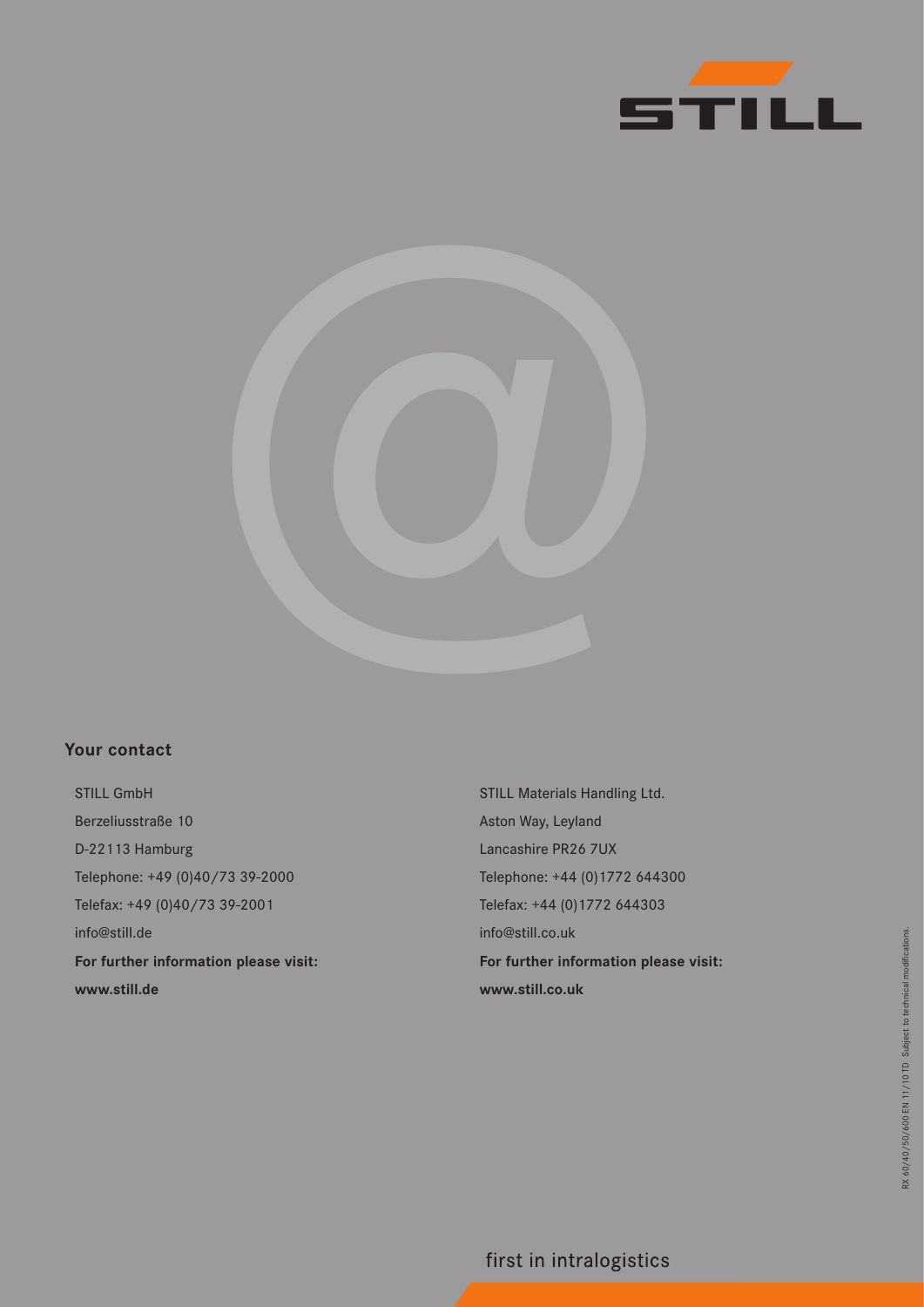## Your contact

STILL GmbH
Berzeliusstraße 10
D-22113 Hamburg
Telephone: +49 (0)40/73 39-2000
Telefax: +49 (0)40/73 39-2001
info@still.de
**For further information please visit:**
**www.still.de**

STILL Materials Handling Ltd.
Aston Way, Leyland
Lancashire PR26 7UX
Telephone: +44 (0)1772 644300
Telefax: +44 (0)1772 644303
info@still.co.uk
**For further information please visit:**
**www.still.co.uk**

RX 60/40/50/600 EN 11/10 TD Subject to technical modifications.

first in intralogistics